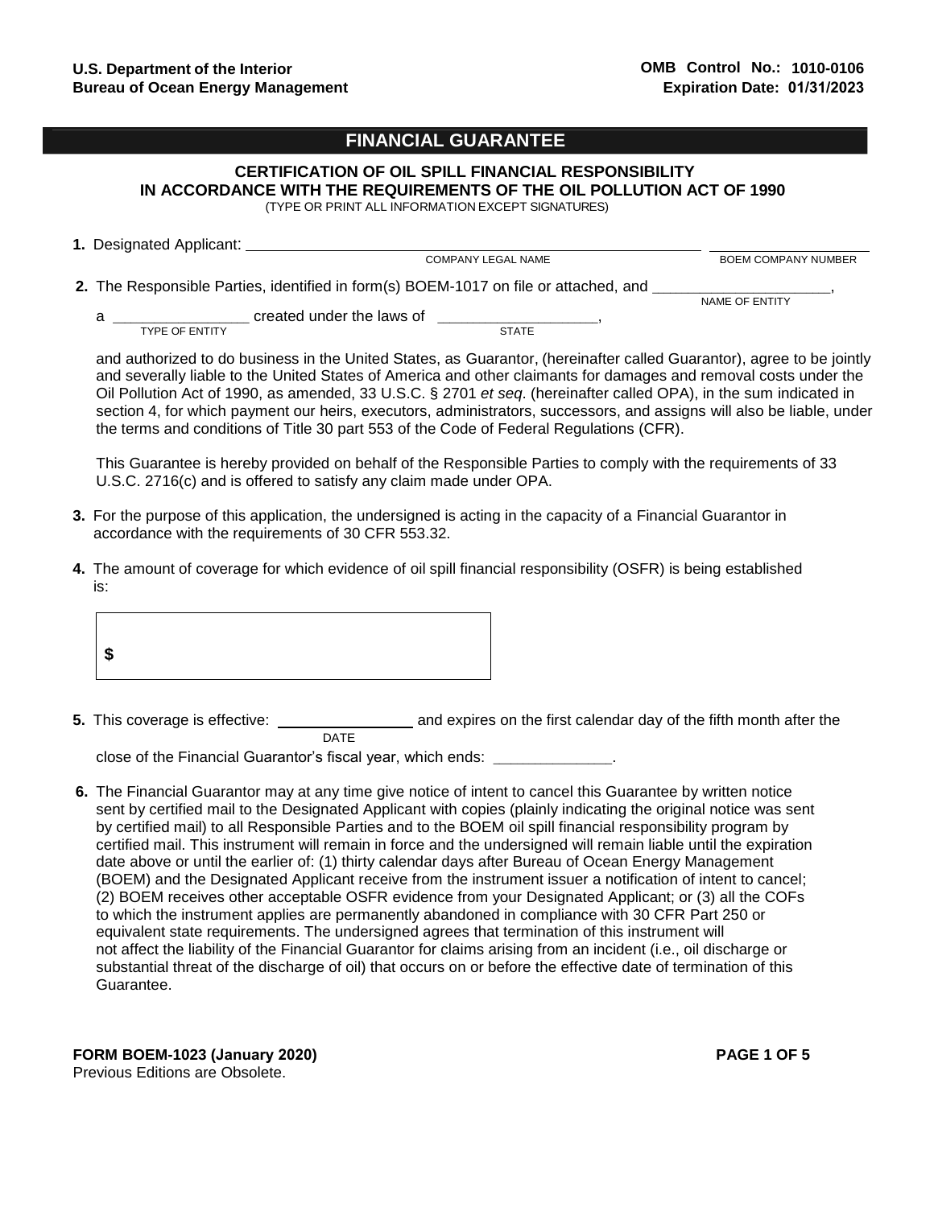**U.S. Department of the Interior**
**Bureau of Ocean Energy Management**

**OMB Control No.: 1010-0106**
**Expiration Date: 01/31/2023**

# FINANCIAL GUARANTEE

## CERTIFICATION OF OIL SPILL FINANCIAL RESPONSIBILITY IN ACCORDANCE WITH THE REQUIREMENTS OF THE OIL POLLUTION ACT OF 1990

(TYPE OR PRINT ALL INFORMATION EXCEPT SIGNATURES)

**1.** Designated Applicant: ______________________________ ______________
COMPANY LEGAL NAME BOEM COMPANY NUMBER

**2.** The Responsible Parties, identified in form(s) BOEM-1017 on file or attached, and ______________________,
NAME OF ENTITY

a ________________ created under the laws of ___________________,
TYPE OF ENTITY STATE

and authorized to do business in the United States, as Guarantor, (hereinafter called Guarantor), agree to be jointly and severally liable to the United States of America and other claimants for damages and removal costs under the Oil Pollution Act of 1990, as amended, 33 U.S.C. § 2701 *et seq*. (hereinafter called OPA), in the sum indicated in section 4, for which payment our heirs, executors, administrators, successors, and assigns will also be liable, under the terms and conditions of Title 30 part 553 of the Code of Federal Regulations (CFR).

This Guarantee is hereby provided on behalf of the Responsible Parties to comply with the requirements of 33 U.S.C. 2716(c) and is offered to satisfy any claim made under OPA.

**3.** For the purpose of this application, the undersigned is acting in the capacity of a Financial Guarantor in accordance with the requirements of 30 CFR 553.32.

**4.** The amount of coverage for which evidence of oil spill financial responsibility (OSFR) is being established is:

| $ |
|---|

**5.** This coverage is effective: ________________ and expires on the first calendar day of the fifth month after the
DATE

close of the Financial Guarantor's fiscal year, which ends: ______________.

**6.** The Financial Guarantor may at any time give notice of intent to cancel this Guarantee by written notice sent by certified mail to the Designated Applicant with copies (plainly indicating the original notice was sent by certified mail) to all Responsible Parties and to the BOEM oil spill financial responsibility program by certified mail. This instrument will remain in force and the undersigned will remain liable until the expiration date above or until the earlier of: (1) thirty calendar days after Bureau of Ocean Energy Management (BOEM) and the Designated Applicant receive from the instrument issuer a notification of intent to cancel; (2) BOEM receives other acceptable OSFR evidence from your Designated Applicant; or (3) all the COFs to which the instrument applies are permanently abandoned in compliance with 30 CFR Part 250 or equivalent state requirements. The undersigned agrees that termination of this instrument will not affect the liability of the Financial Guarantor for claims arising from an incident (i.e., oil discharge or substantial threat of the discharge of oil) that occurs on or before the effective date of termination of this Guarantee.

**FORM BOEM-1023 (January 2020)**
Previous Editions are Obsolete.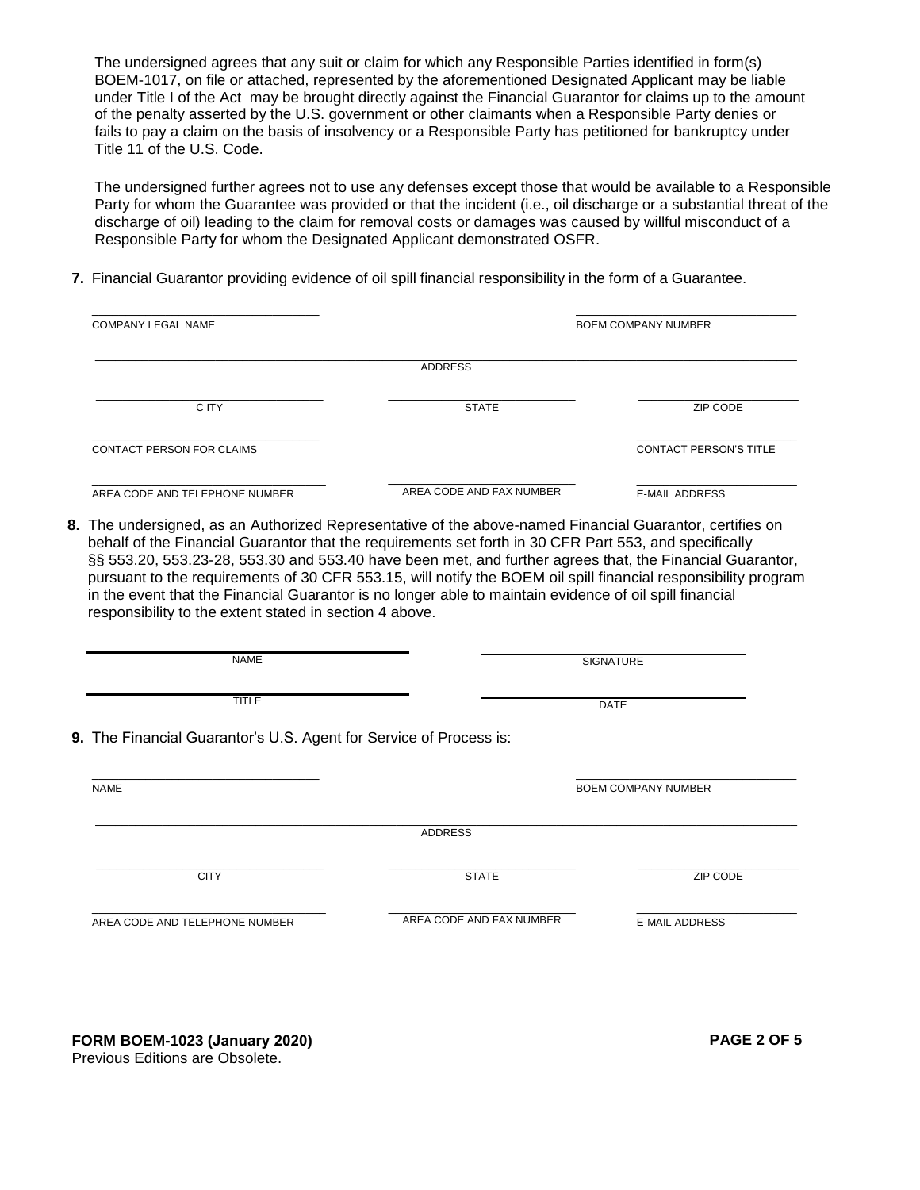The undersigned agrees that any suit or claim for which any Responsible Parties identified in form(s) BOEM-1017, on file or attached, represented by the aforementioned Designated Applicant may be liable under Title I of the Act may be brought directly against the Financial Guarantor for claims up to the amount of the penalty asserted by the U.S. government or other claimants when a Responsible Party denies or fails to pay a claim on the basis of insolvency or a Responsible Party has petitioned for bankruptcy under Title 11 of the U.S. Code.

The undersigned further agrees not to use any defenses except those that would be available to a Responsible Party for whom the Guarantee was provided or that the incident (i.e., oil discharge or a substantial threat of the discharge of oil) leading to the claim for removal costs or damages was caused by willful misconduct of a Responsible Party for whom the Designated Applicant demonstrated OSFR.

**7.** Financial Guarantor providing evidence of oil spill financial responsibility in the form of a Guarantee.

| COMPANY LEGAL NAME | | BOEM COMPANY NUMBER |
|---|---|---|
| ADDRESS | | |
| CITY | STATE | ZIP CODE |
| CONTACT PERSON FOR CLAIMS | | CONTACT PERSON'S TITLE |
| AREA CODE AND TELEPHONE NUMBER | AREA CODE AND FAX NUMBER | E-MAIL ADDRESS |

**8.** The undersigned, as an Authorized Representative of the above-named Financial Guarantor, certifies on behalf of the Financial Guarantor that the requirements set forth in 30 CFR Part 553, and specifically §§ 553.20, 553.23-28, 553.30 and 553.40 have been met, and further agrees that, the Financial Guarantor, pursuant to the requirements of 30 CFR 553.15, will notify the BOEM oil spill financial responsibility program in the event that the Financial Guarantor is no longer able to maintain evidence of oil spill financial responsibility to the extent stated in section 4 above.

| NAME | SIGNATURE |
|---|---|
| TITLE | DATE |

**9.** The Financial Guarantor's U.S. Agent for Service of Process is:

| NAME | | BOEM COMPANY NUMBER |
|---|---|---|
| ADDRESS | | |
| CITY | STATE | ZIP CODE |
| AREA CODE AND TELEPHONE NUMBER | AREA CODE AND FAX NUMBER | E-MAIL ADDRESS |

**FORM BOEM-1023 (January 2020)**
Previous Editions are Obsolete.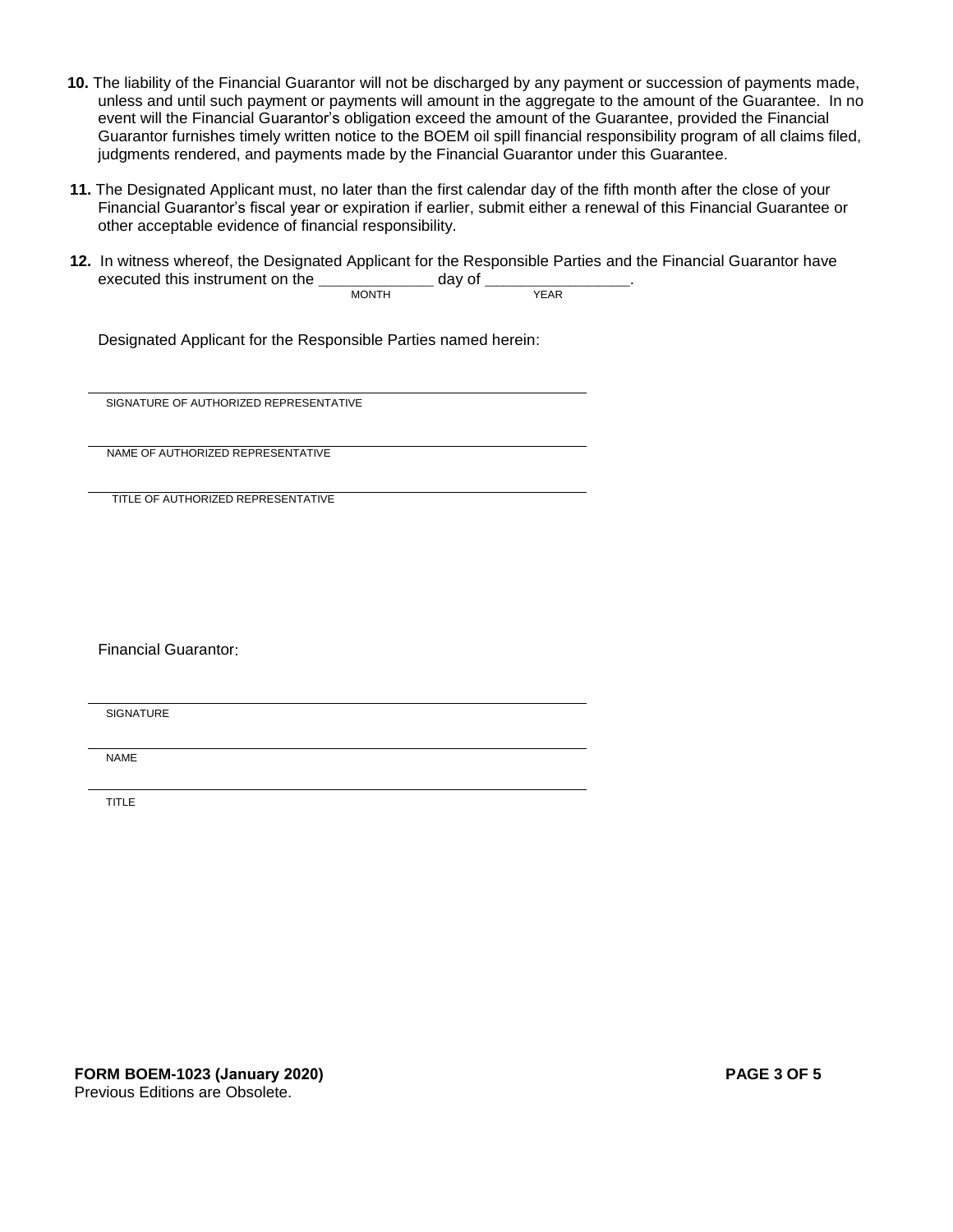**10.** The liability of the Financial Guarantor will not be discharged by any payment or succession of payments made, unless and until such payment or payments will amount in the aggregate to the amount of the Guarantee. In no event will the Financial Guarantor's obligation exceed the amount of the Guarantee, provided the Financial Guarantor furnishes timely written notice to the BOEM oil spill financial responsibility program of all claims filed, judgments rendered, and payments made by the Financial Guarantor under this Guarantee.

**11.** The Designated Applicant must, no later than the first calendar day of the fifth month after the close of your Financial Guarantor's fiscal year or expiration if earlier, submit either a renewal of this Financial Guarantee or other acceptable evidence of financial responsibility.

**12.** In witness whereof, the Designated Applicant for the Responsible Parties and the Financial Guarantor have executed this instrument on the _____________ day of ________________.
MONTH YEAR

Designated Applicant for the Responsible Parties named herein:

______________________________________________
SIGNATURE OF AUTHORIZED REPRESENTATIVE

______________________________________________
NAME OF AUTHORIZED REPRESENTATIVE

______________________________________________
TITLE OF AUTHORIZED REPRESENTATIVE

Financial Guarantor:

______________________________________________
SIGNATURE

______________________________________________
NAME

______________________________________________
TITLE

**FORM BOEM-1023 (January 2020)**
Previous Editions are Obsolete.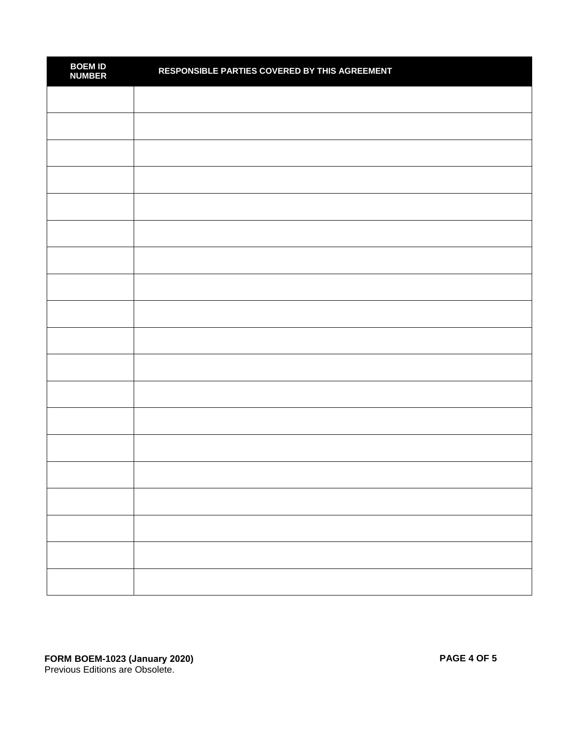| BOEM ID NUMBER | RESPONSIBLE PARTIES COVERED BY THIS AGREEMENT |
|---|---|
| | |
| | |
| | |
| | |
| | |
| | |
| | |
| | |
| | |
| | |
| | |
| | |
| | |
| | |
| | |
| | |
| | |
| | |
| | |

**FORM BOEM-1023 (January 2020)**
Previous Editions are Obsolete.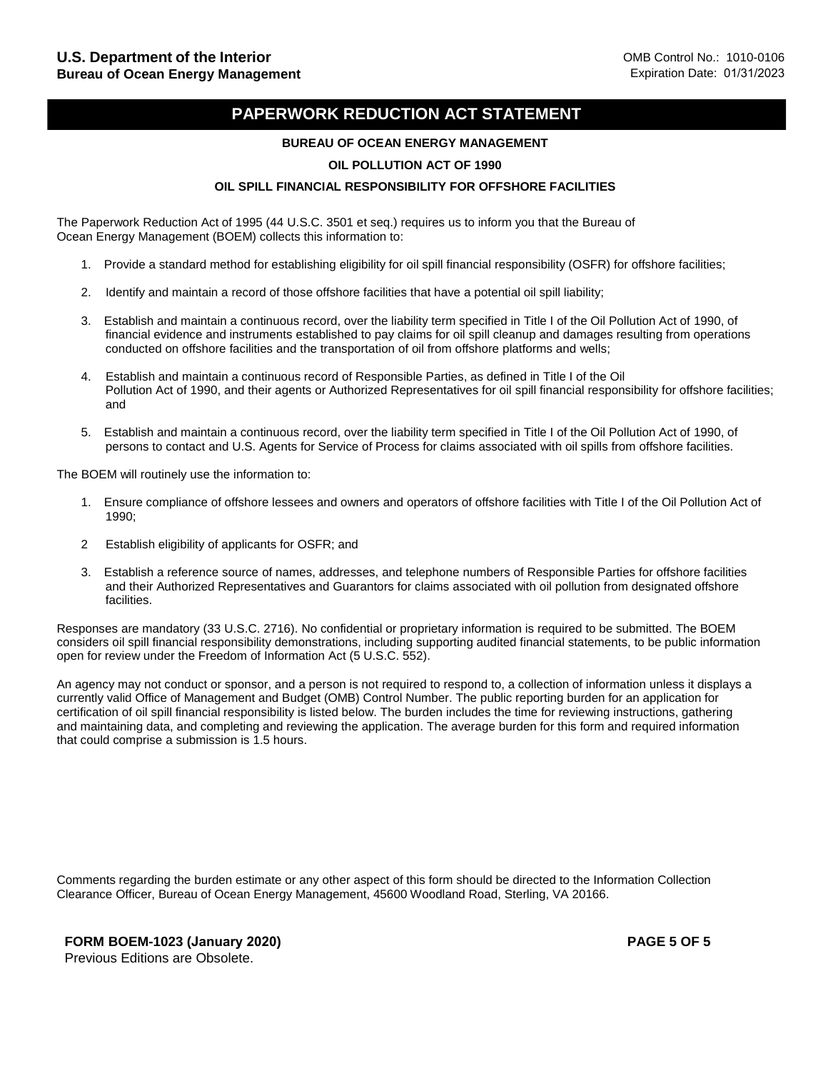**U.S. Department of the Interior**
**Bureau of Ocean Energy Management**

OMB Control No.: 1010-0106
Expiration Date: 01/31/2023

# PAPERWORK REDUCTION ACT STATEMENT

**BUREAU OF OCEAN ENERGY MANAGEMENT**

**OIL POLLUTION ACT OF 1990**

**OIL SPILL FINANCIAL RESPONSIBILITY FOR OFFSHORE FACILITIES**

The Paperwork Reduction Act of 1995 (44 U.S.C. 3501 et seq.) requires us to inform you that the Bureau of Ocean Energy Management (BOEM) collects this information to:

1. Provide a standard method for establishing eligibility for oil spill financial responsibility (OSFR) for offshore facilities;
2. Identify and maintain a record of those offshore facilities that have a potential oil spill liability;
3. Establish and maintain a continuous record, over the liability term specified in Title I of the Oil Pollution Act of 1990, of financial evidence and instruments established to pay claims for oil spill cleanup and damages resulting from operations conducted on offshore facilities and the transportation of oil from offshore platforms and wells;
4. Establish and maintain a continuous record of Responsible Parties, as defined in Title I of the Oil Pollution Act of 1990, and their agents or Authorized Representatives for oil spill financial responsibility for offshore facilities; and
5. Establish and maintain a continuous record, over the liability term specified in Title I of the Oil Pollution Act of 1990, of persons to contact and U.S. Agents for Service of Process for claims associated with oil spills from offshore facilities.

The BOEM will routinely use the information to:

1. Ensure compliance of offshore lessees and owners and operators of offshore facilities with Title I of the Oil Pollution Act of 1990;
2. Establish eligibility of applicants for OSFR; and
3. Establish a reference source of names, addresses, and telephone numbers of Responsible Parties for offshore facilities and their Authorized Representatives and Guarantors for claims associated with oil pollution from designated offshore facilities.

Responses are mandatory (33 U.S.C. 2716). No confidential or proprietary information is required to be submitted. The BOEM considers oil spill financial responsibility demonstrations, including supporting audited financial statements, to be public information open for review under the Freedom of Information Act (5 U.S.C. 552).

An agency may not conduct or sponsor, and a person is not required to respond to, a collection of information unless it displays a currently valid Office of Management and Budget (OMB) Control Number. The public reporting burden for an application for certification of oil spill financial responsibility is listed below. The burden includes the time for reviewing instructions, gathering and maintaining data, and completing and reviewing the application. The average burden for this form and required information that could comprise a submission is 1.5 hours.

Comments regarding the burden estimate or any other aspect of this form should be directed to the Information Collection Clearance Officer, Bureau of Ocean Energy Management, 45600 Woodland Road, Sterling, VA 20166.

**FORM BOEM-1023 (January 2020)**
Previous Editions are Obsolete.